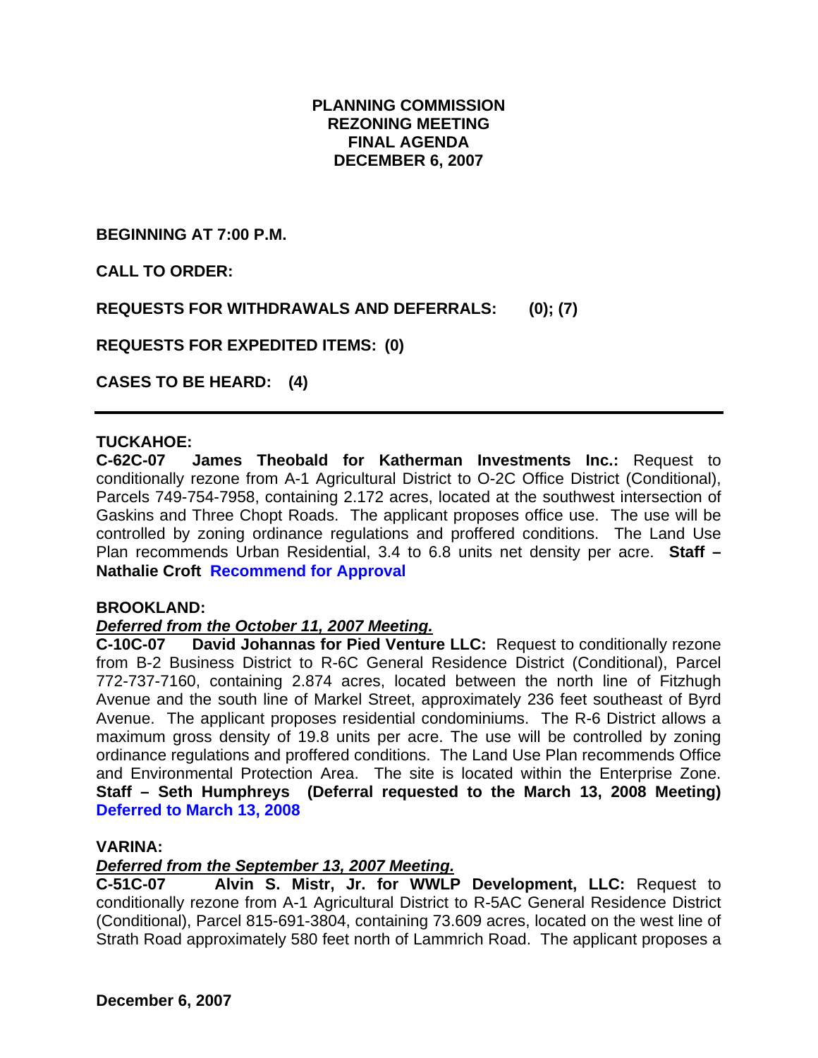# PLANNING COMMISSION
# REZONING MEETING
# FINAL AGENDA
# DECEMBER 6, 2007

**BEGINNING AT 7:00 P.M.**

**CALL TO ORDER:**

**REQUESTS FOR WITHDRAWALS AND DEFERRALS: (0); (7)**

**REQUESTS FOR EXPEDITED ITEMS: (0)**

**CASES TO BE HEARD: (4)**

---

**TUCKAHOE:**

**C-62C-07 James Theobald for Katherman Investments Inc.:** Request to conditionally rezone from A-1 Agricultural District to O-2C Office District (Conditional), Parcels 749-754-7958, containing 2.172 acres, located at the southwest intersection of Gaskins and Three Chopt Roads. The applicant proposes office use. The use will be controlled by zoning ordinance regulations and proffered conditions. The Land Use Plan recommends Urban Residential, 3.4 to 6.8 units net density per acre. **Staff – Nathalie Croft** **Recommend for Approval**

**BROOKLAND:**

***Deferred from the October 11, 2007 Meeting.***

**C-10C-07 David Johannas for Pied Venture LLC:** Request to conditionally rezone from B-2 Business District to R-6C General Residence District (Conditional), Parcel 772-737-7160, containing 2.874 acres, located between the north line of Fitzhugh Avenue and the south line of Markel Street, approximately 236 feet southeast of Byrd Avenue. The applicant proposes residential condominiums. The R-6 District allows a maximum gross density of 19.8 units per acre. The use will be controlled by zoning ordinance regulations and proffered conditions. The Land Use Plan recommends Office and Environmental Protection Area. The site is located within the Enterprise Zone. **Staff – Seth Humphreys (Deferral requested to the March 13, 2008 Meeting)** **Deferred to March 13, 2008**

**VARINA:**

***Deferred from the September 13, 2007 Meeting.***

**C-51C-07 Alvin S. Mistr, Jr. for WWLP Development, LLC:** Request to conditionally rezone from A-1 Agricultural District to R-5AC General Residence District (Conditional), Parcel 815-691-3804, containing 73.609 acres, located on the west line of Strath Road approximately 580 feet north of Lammrich Road. The applicant proposes a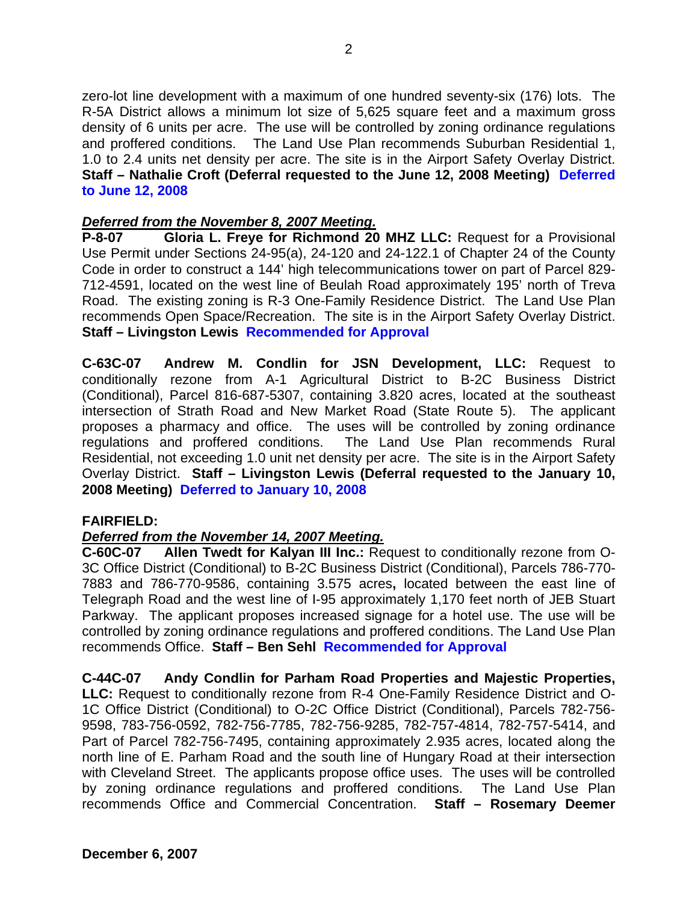zero-lot line development with a maximum of one hundred seventy-six (176) lots. The R-5A District allows a minimum lot size of 5,625 square feet and a maximum gross density of 6 units per acre. The use will be controlled by zoning ordinance regulations and proffered conditions. The Land Use Plan recommends Suburban Residential 1, 1.0 to 2.4 units net density per acre. The site is in the Airport Safety Overlay District. **Staff – Nathalie Croft (Deferral requested to the June 12, 2008 Meeting) Deferred to June 12, 2008**

***Deferred from the November 8, 2007 Meeting.***

**P-8-07 Gloria L. Freye for Richmond 20 MHZ LLC:** Request for a Provisional Use Permit under Sections 24-95(a), 24-120 and 24-122.1 of Chapter 24 of the County Code in order to construct a 144' high telecommunications tower on part of Parcel 829-712-4591, located on the west line of Beulah Road approximately 195' north of Treva Road. The existing zoning is R-3 One-Family Residence District. The Land Use Plan recommends Open Space/Recreation. The site is in the Airport Safety Overlay District. **Staff – Livingston Lewis Recommended for Approval**

**C-63C-07 Andrew M. Condlin for JSN Development, LLC:** Request to conditionally rezone from A-1 Agricultural District to B-2C Business District (Conditional), Parcel 816-687-5307, containing 3.820 acres, located at the southeast intersection of Strath Road and New Market Road (State Route 5). The applicant proposes a pharmacy and office. The uses will be controlled by zoning ordinance regulations and proffered conditions. The Land Use Plan recommends Rural Residential, not exceeding 1.0 unit net density per acre. The site is in the Airport Safety Overlay District. **Staff – Livingston Lewis (Deferral requested to the January 10, 2008 Meeting) Deferred to January 10, 2008**

**FAIRFIELD:**

***Deferred from the November 14, 2007 Meeting.***

**C-60C-07 Allen Twedt for Kalyan III Inc.:** Request to conditionally rezone from O-3C Office District (Conditional) to B-2C Business District (Conditional), Parcels 786-770-7883 and 786-770-9586, containing 3.575 acres**,** located between the east line of Telegraph Road and the west line of I-95 approximately 1,170 feet north of JEB Stuart Parkway. The applicant proposes increased signage for a hotel use. The use will be controlled by zoning ordinance regulations and proffered conditions. The Land Use Plan recommends Office. **Staff – Ben Sehl Recommended for Approval**

**C-44C-07 Andy Condlin for Parham Road Properties and Majestic Properties, LLC:** Request to conditionally rezone from R-4 One-Family Residence District and O-1C Office District (Conditional) to O-2C Office District (Conditional), Parcels 782-756-9598, 783-756-0592, 782-756-7785, 782-756-9285, 782-757-4814, 782-757-5414, and Part of Parcel 782-756-7495, containing approximately 2.935 acres, located along the north line of E. Parham Road and the south line of Hungary Road at their intersection with Cleveland Street. The applicants propose office uses. The uses will be controlled by zoning ordinance regulations and proffered conditions. The Land Use Plan recommends Office and Commercial Concentration. **Staff – Rosemary Deemer**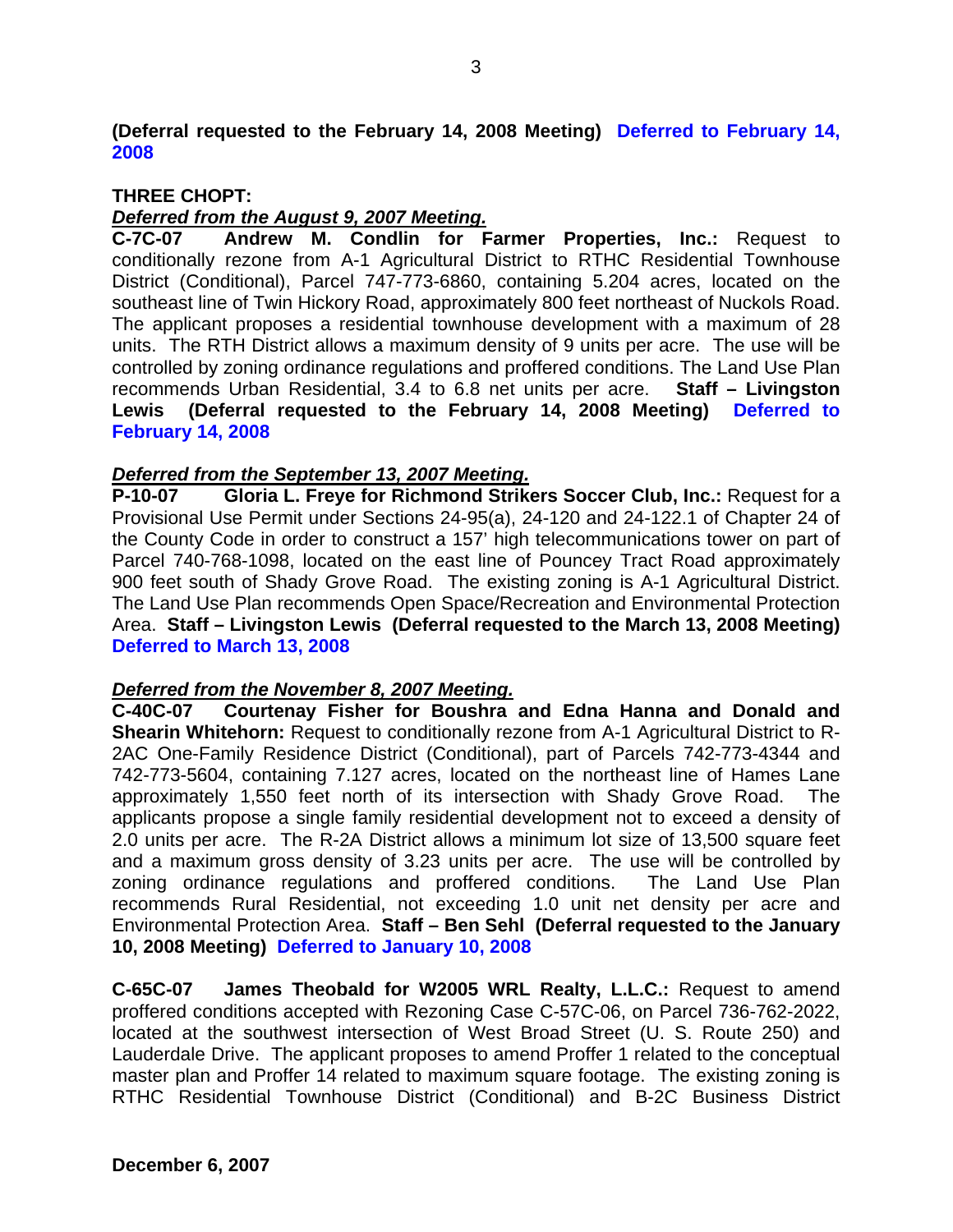**(Deferral requested to the February 14, 2008 Meeting)** **Deferred to February 14, 2008**

**THREE CHOPT:**

***Deferred from the August 9, 2007 Meeting.***

**C-7C-07 Andrew M. Condlin for Farmer Properties, Inc.:** Request to conditionally rezone from A-1 Agricultural District to RTHC Residential Townhouse District (Conditional), Parcel 747-773-6860, containing 5.204 acres, located on the southeast line of Twin Hickory Road, approximately 800 feet northeast of Nuckols Road. The applicant proposes a residential townhouse development with a maximum of 28 units. The RTH District allows a maximum density of 9 units per acre. The use will be controlled by zoning ordinance regulations and proffered conditions. The Land Use Plan recommends Urban Residential, 3.4 to 6.8 net units per acre. **Staff – Livingston Lewis (Deferral requested to the February 14, 2008 Meeting)** **Deferred to February 14, 2008**

***Deferred from the September 13, 2007 Meeting.***

**P-10-07 Gloria L. Freye for Richmond Strikers Soccer Club, Inc.:** Request for a Provisional Use Permit under Sections 24-95(a), 24-120 and 24-122.1 of Chapter 24 of the County Code in order to construct a 157' high telecommunications tower on part of Parcel 740-768-1098, located on the east line of Pouncey Tract Road approximately 900 feet south of Shady Grove Road. The existing zoning is A-1 Agricultural District. The Land Use Plan recommends Open Space/Recreation and Environmental Protection Area. **Staff – Livingston Lewis (Deferral requested to the March 13, 2008 Meeting)** **Deferred to March 13, 2008**

***Deferred from the November 8, 2007 Meeting.***

**C-40C-07 Courtenay Fisher for Boushra and Edna Hanna and Donald and Shearin Whitehorn:** Request to conditionally rezone from A-1 Agricultural District to R-2AC One-Family Residence District (Conditional), part of Parcels 742-773-4344 and 742-773-5604, containing 7.127 acres, located on the northeast line of Hames Lane approximately 1,550 feet north of its intersection with Shady Grove Road. The applicants propose a single family residential development not to exceed a density of 2.0 units per acre. The R-2A District allows a minimum lot size of 13,500 square feet and a maximum gross density of 3.23 units per acre. The use will be controlled by zoning ordinance regulations and proffered conditions. The Land Use Plan recommends Rural Residential, not exceeding 1.0 unit net density per acre and Environmental Protection Area. **Staff – Ben Sehl (Deferral requested to the January 10, 2008 Meeting)** **Deferred to January 10, 2008**

**C-65C-07 James Theobald for W2005 WRL Realty, L.L.C.:** Request to amend proffered conditions accepted with Rezoning Case C-57C-06, on Parcel 736-762-2022, located at the southwest intersection of West Broad Street (U. S. Route 250) and Lauderdale Drive. The applicant proposes to amend Proffer 1 related to the conceptual master plan and Proffer 14 related to maximum square footage. The existing zoning is RTHC Residential Townhouse District (Conditional) and B-2C Business District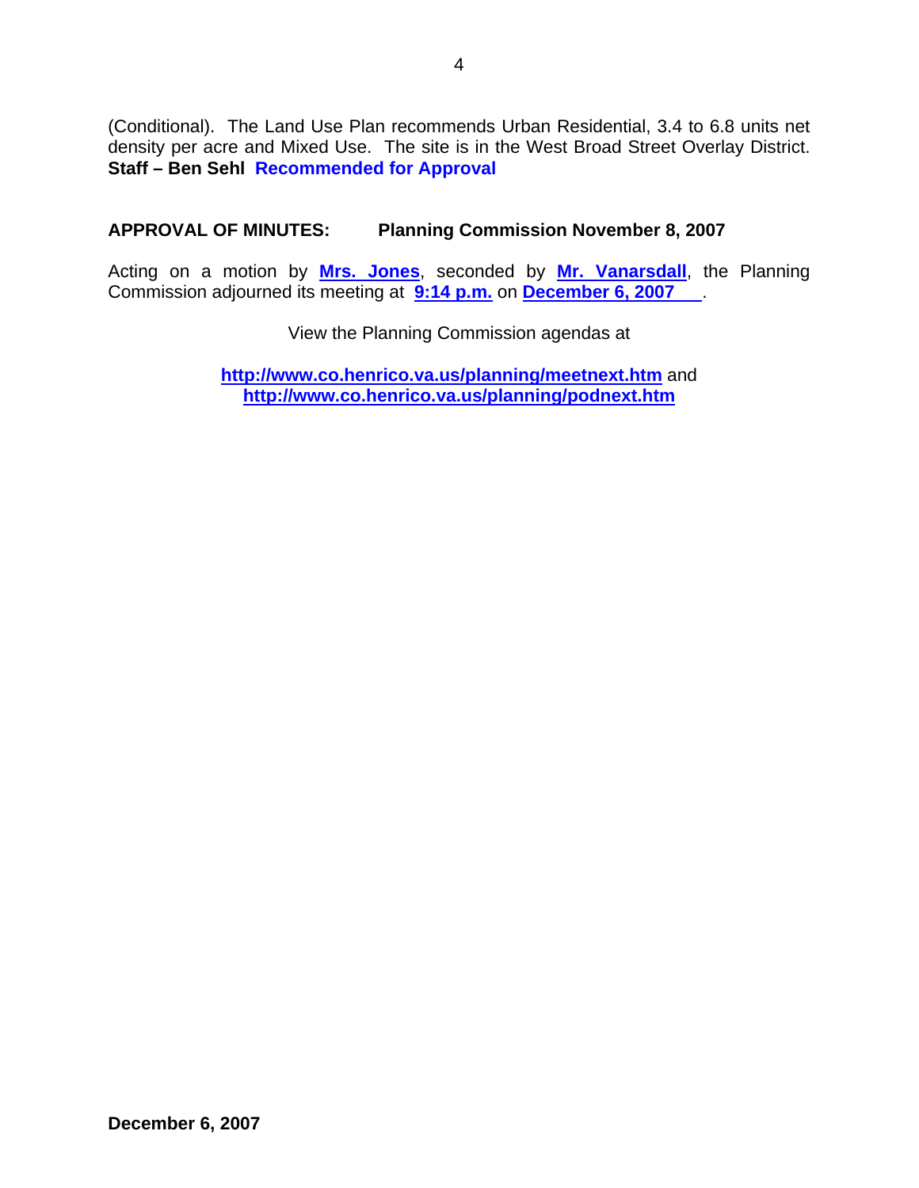(Conditional). The Land Use Plan recommends Urban Residential, 3.4 to 6.8 units net density per acre and Mixed Use. The site is in the West Broad Street Overlay District. **Staff – Ben Sehl** **Recommended for Approval**

**APPROVAL OF MINUTES: Planning Commission November 8, 2007**

Acting on a motion by **Mrs. Jones**, seconded by **Mr. Vanarsdall**, the Planning Commission adjourned its meeting at **9:14 p.m.** on **December 6, 2007**.

View the Planning Commission agendas at

**http://www.co.henrico.va.us/planning/meetnext.htm** and **http://www.co.henrico.va.us/planning/podnext.htm**

**December 6, 2007**